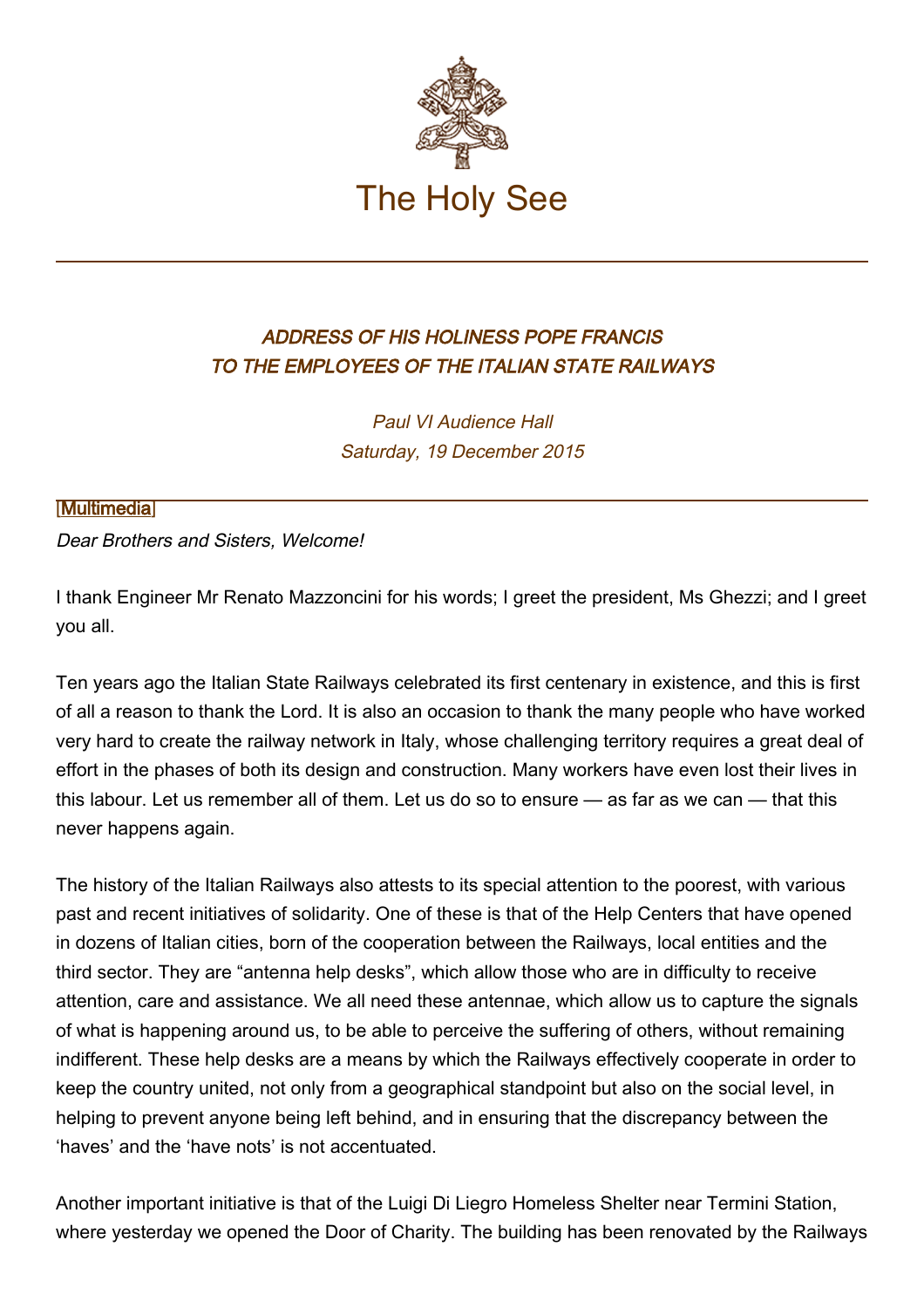# The Holy See

### *ADDRESS OF HIS HOLINESS POPE FRANCIS TO THE EMPLOYEES OF THE ITALIAN STATE RAILWAYS*

*Paul VI Audience Hall*
*Saturday, 19 December 2015*

[Multimedia]

*Dear Brothers and Sisters, Welcome!*

I thank Engineer Mr Renato Mazzoncini for his words; I greet the president, Ms Ghezzi; and I greet you all.

Ten years ago the Italian State Railways celebrated its first centenary in existence, and this is first of all a reason to thank the Lord. It is also an occasion to thank the many people who have worked very hard to create the railway network in Italy, whose challenging territory requires a great deal of effort in the phases of both its design and construction. Many workers have even lost their lives in this labour. Let us remember all of them. Let us do so to ensure — as far as we can — that this never happens again.

The history of the Italian Railways also attests to its special attention to the poorest, with various past and recent initiatives of solidarity. One of these is that of the Help Centers that have opened in dozens of Italian cities, born of the cooperation between the Railways, local entities and the third sector. They are "antenna help desks", which allow those who are in difficulty to receive attention, care and assistance. We all need these antennae, which allow us to capture the signals of what is happening around us, to be able to perceive the suffering of others, without remaining indifferent. These help desks are a means by which the Railways effectively cooperate in order to keep the country united, not only from a geographical standpoint but also on the social level, in helping to prevent anyone being left behind, and in ensuring that the discrepancy between the 'haves' and the 'have nots' is not accentuated.

Another important initiative is that of the Luigi Di Liegro Homeless Shelter near Termini Station, where yesterday we opened the Door of Charity. The building has been renovated by the Railways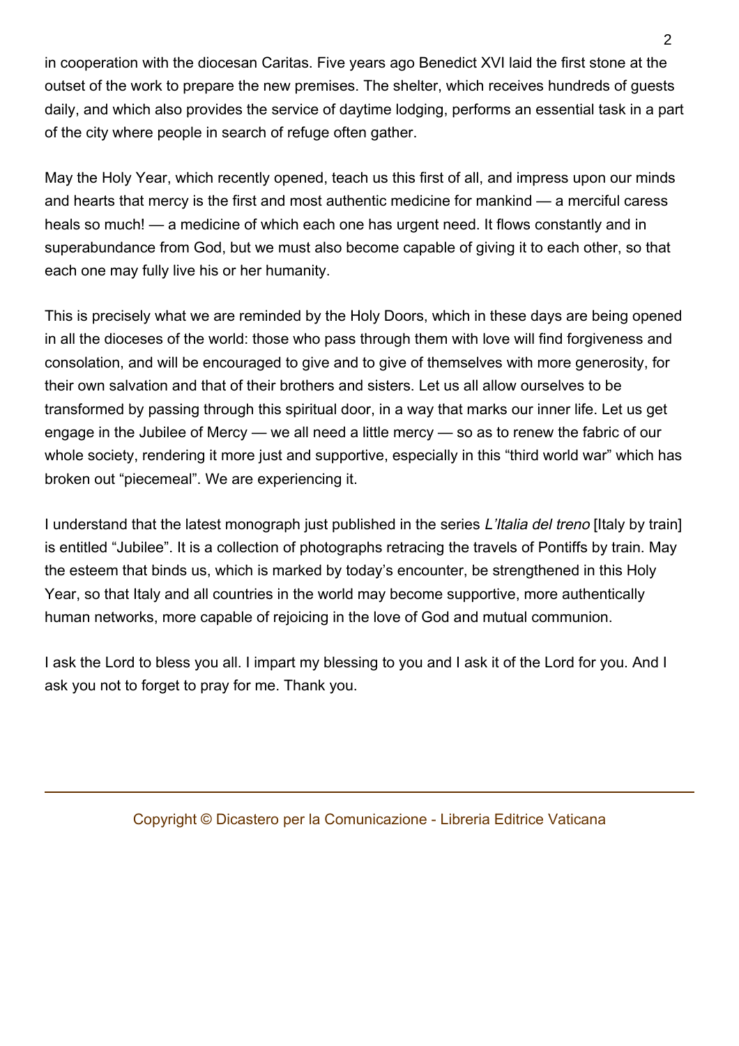in cooperation with the diocesan Caritas. Five years ago Benedict XVI laid the first stone at the outset of the work to prepare the new premises. The shelter, which receives hundreds of guests daily, and which also provides the service of daytime lodging, performs an essential task in a part of the city where people in search of refuge often gather.

May the Holy Year, which recently opened, teach us this first of all, and impress upon our minds and hearts that mercy is the first and most authentic medicine for mankind — a merciful caress heals so much! — a medicine of which each one has urgent need. It flows constantly and in superabundance from God, but we must also become capable of giving it to each other, so that each one may fully live his or her humanity.

This is precisely what we are reminded by the Holy Doors, which in these days are being opened in all the dioceses of the world: those who pass through them with love will find forgiveness and consolation, and will be encouraged to give and to give of themselves with more generosity, for their own salvation and that of their brothers and sisters. Let us all allow ourselves to be transformed by passing through this spiritual door, in a way that marks our inner life. Let us get engage in the Jubilee of Mercy — we all need a little mercy — so as to renew the fabric of our whole society, rendering it more just and supportive, especially in this "third world war" which has broken out "piecemeal". We are experiencing it.

I understand that the latest monograph just published in the series *L'Italia del treno* [Italy by train] is entitled "Jubilee". It is a collection of photographs retracing the travels of Pontiffs by train. May the esteem that binds us, which is marked by today's encounter, be strengthened in this Holy Year, so that Italy and all countries in the world may become supportive, more authentically human networks, more capable of rejoicing in the love of God and mutual communion.

I ask the Lord to bless you all. I impart my blessing to you and I ask it of the Lord for you. And I ask you not to forget to pray for me. Thank you.

Copyright © Dicastero per la Comunicazione - Libreria Editrice Vaticana